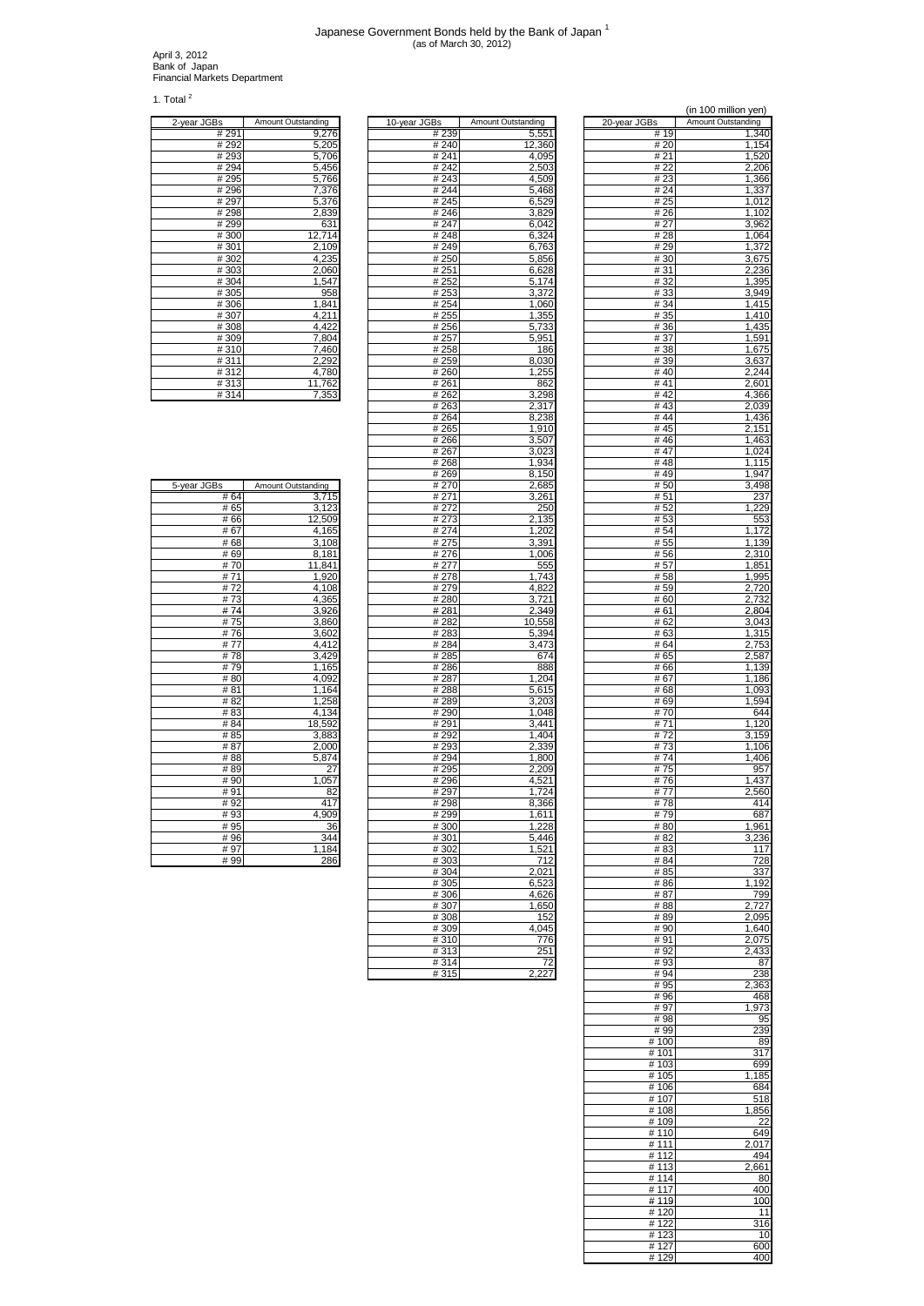# Japanese Government Bonds held by the Bank of Japan[1]

(as of March 30, 2012)

April 3, 2012
Bank of Japan
Financial Markets Department

## 1. Total[2]

(in 100 million yen)

| 2-year JGBs | Amount Outstanding |
|---|---|
| # 291 | 9,276 |
| # 292 | 5,205 |
| # 293 | 5,706 |
| # 294 | 5,456 |
| # 295 | 5,766 |
| # 296 | 7,376 |
| # 297 | 5,376 |
| # 298 | 2,839 |
| # 299 | 631 |
| # 300 | 12,714 |
| # 301 | 2,109 |
| # 302 | 4,235 |
| # 303 | 2,060 |
| # 304 | 1,547 |
| # 305 | 958 |
| # 306 | 1,841 |
| # 307 | 4,211 |
| # 308 | 4,422 |
| # 309 | 7,804 |
| # 310 | 7,460 |
| # 311 | 2,292 |
| # 312 | 4,780 |
| # 313 | 11,762 |
| # 314 | 7,353 |

| 5-year JGBs | Amount Outstanding |
|---|---|
| # 64 | 3,715 |
| # 65 | 3,123 |
| # 66 | 12,509 |
| # 67 | 4,165 |
| # 68 | 3,108 |
| # 69 | 8,181 |
| # 70 | 11,841 |
| # 71 | 1,920 |
| # 72 | 4,108 |
| # 73 | 4,365 |
| # 74 | 3,926 |
| # 75 | 3,860 |
| # 76 | 3,602 |
| # 77 | 4,412 |
| # 78 | 3,429 |
| # 79 | 1,165 |
| # 80 | 4,092 |
| # 81 | 1,164 |
| # 82 | 1,258 |
| # 83 | 4,134 |
| # 84 | 18,592 |
| # 85 | 3,883 |
| # 87 | 2,000 |
| # 88 | 5,874 |
| # 89 | 27 |
| # 90 | 1,057 |
| # 91 | 82 |
| # 92 | 417 |
| # 93 | 4,909 |
| # 95 | 36 |
| # 96 | 344 |
| # 97 | 1,184 |
| # 99 | 286 |

| 10-year JGBs | Amount Outstanding |
|---|---|
| # 239 | 5,551 |
| # 240 | 12,360 |
| # 241 | 4,095 |
| # 242 | 2,503 |
| # 243 | 4,509 |
| # 244 | 5,468 |
| # 245 | 6,529 |
| # 246 | 3,829 |
| # 247 | 6,042 |
| # 248 | 6,324 |
| # 249 | 6,763 |
| # 250 | 5,856 |
| # 251 | 6,628 |
| # 252 | 5,174 |
| # 253 | 3,372 |
| # 254 | 1,060 |
| # 255 | 1,355 |
| # 256 | 5,733 |
| # 257 | 5,951 |
| # 258 | 186 |
| # 259 | 8,030 |
| # 260 | 1,255 |
| # 261 | 862 |
| # 262 | 3,298 |
| # 263 | 2,317 |
| # 264 | 8,238 |
| # 265 | 1,910 |
| # 266 | 3,507 |
| # 267 | 3,023 |
| # 268 | 1,934 |
| # 269 | 8,150 |
| # 270 | 2,685 |
| # 271 | 3,261 |
| # 272 | 250 |
| # 273 | 2,135 |
| # 274 | 1,202 |
| # 275 | 3,391 |
| # 276 | 1,006 |
| # 277 | 555 |
| # 278 | 1,743 |
| # 279 | 4,822 |
| # 280 | 3,721 |
| # 281 | 2,349 |
| # 282 | 10,558 |
| # 283 | 5,394 |
| # 284 | 3,473 |
| # 285 | 674 |
| # 286 | 888 |
| # 287 | 1,204 |
| # 288 | 5,615 |
| # 289 | 3,203 |
| # 290 | 1,048 |
| # 291 | 3,441 |
| # 292 | 1,404 |
| # 293 | 2,339 |
| # 294 | 1,800 |
| # 295 | 2,209 |
| # 296 | 4,521 |
| # 297 | 1,724 |
| # 298 | 8,366 |
| # 299 | 1,611 |
| # 300 | 1,228 |
| # 301 | 5,446 |
| # 302 | 1,521 |
| # 303 | 712 |
| # 304 | 2,021 |
| # 305 | 6,523 |
| # 306 | 4,626 |
| # 307 | 1,650 |
| # 308 | 152 |
| # 309 | 4,045 |
| # 310 | 776 |
| # 313 | 251 |
| # 314 | 72 |
| # 315 | 2,227 |

| 20-year JGBs | Amount Outstanding |
|---|---|
| # 19 | 1,340 |
| # 20 | 1,154 |
| # 21 | 1,520 |
| # 22 | 2,206 |
| # 23 | 1,366 |
| # 24 | 1,337 |
| # 25 | 1,012 |
| # 26 | 1,102 |
| # 27 | 3,962 |
| # 28 | 1,064 |
| # 29 | 1,372 |
| # 30 | 3,675 |
| # 31 | 2,236 |
| # 32 | 1,395 |
| # 33 | 3,949 |
| # 34 | 1,415 |
| # 35 | 1,410 |
| # 36 | 1,435 |
| # 37 | 1,591 |
| # 38 | 1,675 |
| # 39 | 3,637 |
| # 40 | 2,244 |
| # 41 | 2,601 |
| # 42 | 4,366 |
| # 43 | 2,039 |
| # 44 | 1,436 |
| # 45 | 2,151 |
| # 46 | 1,463 |
| # 47 | 1,024 |
| # 48 | 1,115 |
| # 49 | 1,947 |
| # 50 | 3,498 |
| # 51 | 237 |
| # 52 | 1,229 |
| # 53 | 553 |
| # 54 | 1,172 |
| # 55 | 1,139 |
| # 56 | 2,310 |
| # 57 | 1,851 |
| # 58 | 1,995 |
| # 59 | 2,720 |
| # 60 | 2,732 |
| # 61 | 2,804 |
| # 62 | 3,043 |
| # 63 | 1,315 |
| # 64 | 2,753 |
| # 65 | 2,587 |
| # 66 | 1,139 |
| # 67 | 1,186 |
| # 68 | 1,093 |
| # 69 | 1,594 |
| # 70 | 644 |
| # 71 | 1,120 |
| # 72 | 3,159 |
| # 73 | 1,106 |
| # 74 | 1,406 |
| # 75 | 957 |
| # 76 | 1,437 |
| # 77 | 2,560 |
| # 78 | 414 |
| # 79 | 687 |
| # 80 | 1,961 |
| # 82 | 3,236 |
| # 83 | 117 |
| # 84 | 728 |
| # 85 | 337 |
| # 86 | 1,192 |
| # 87 | 799 |
| # 88 | 2,727 |
| # 89 | 2,095 |
| # 90 | 1,640 |
| # 91 | 2,075 |
| # 92 | 2,433 |
| # 93 | 87 |
| # 94 | 238 |
| # 95 | 2,363 |
| # 96 | 468 |
| # 97 | 1,973 |
| # 98 | 95 |
| # 99 | 239 |
| # 100 | 89 |
| # 101 | 317 |
| # 103 | 699 |
| # 105 | 1,185 |
| # 106 | 684 |
| # 107 | 518 |
| # 108 | 1,856 |
| # 109 | 22 |
| # 110 | 649 |
| # 111 | 2,017 |
| # 112 | 494 |
| # 113 | 2,661 |
| # 114 | 80 |
| # 117 | 400 |
| # 119 | 100 |
| # 120 | 11 |
| # 122 | 316 |
| # 123 | 10 |
| # 127 | 600 |
| # 129 | 400 |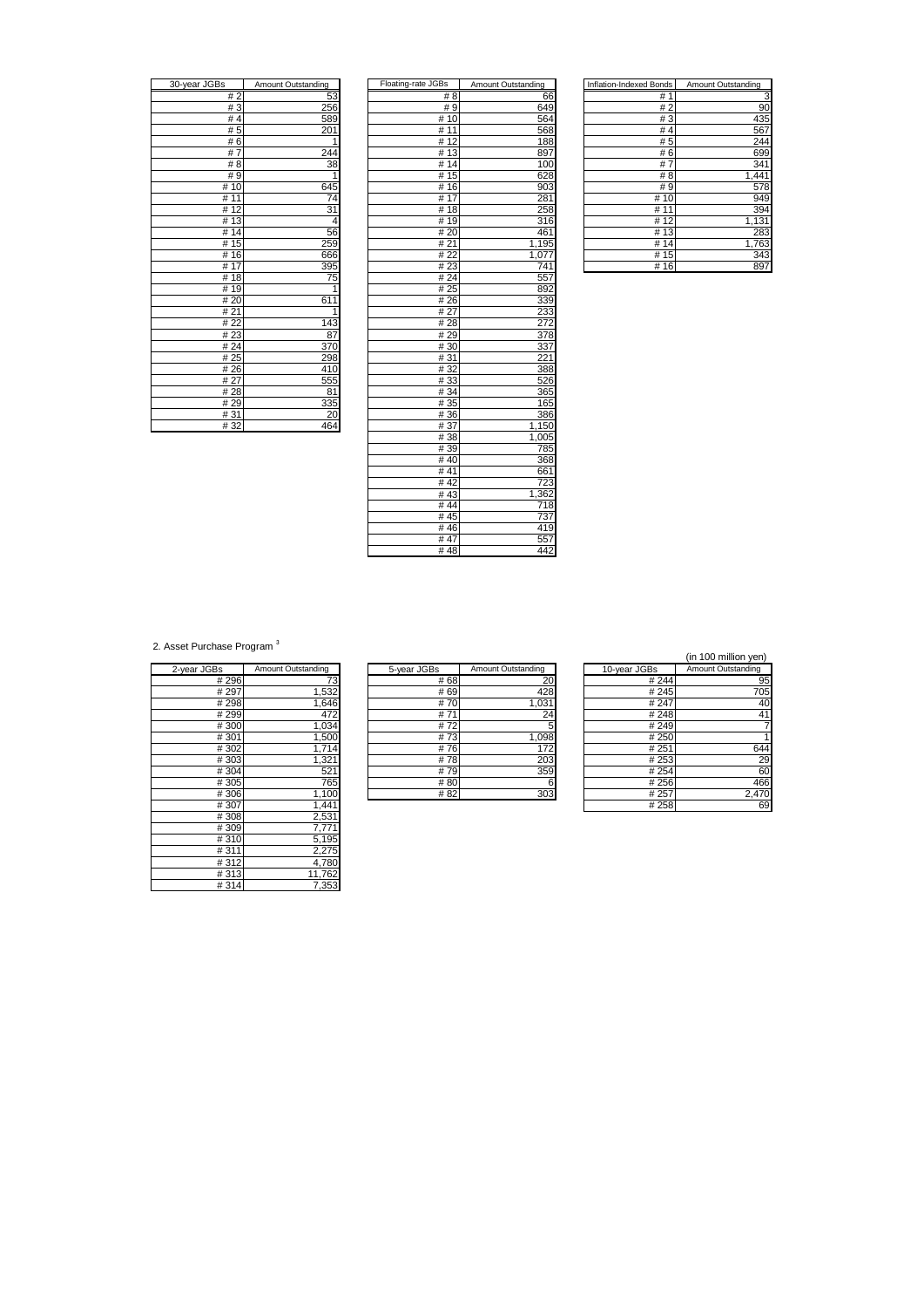| 30-year JGBs | Amount Outstanding |
|---|---|
| # 2 | 53 |
| # 3 | 256 |
| # 4 | 589 |
| # 5 | 201 |
| # 6 | 1 |
| # 7 | 244 |
| # 8 | 38 |
| # 9 | 1 |
| # 10 | 645 |
| # 11 | 74 |
| # 12 | 31 |
| # 13 | 4 |
| # 14 | 56 |
| # 15 | 259 |
| # 16 | 666 |
| # 17 | 395 |
| # 18 | 75 |
| # 19 | 1 |
| # 20 | 611 |
| # 21 | 1 |
| # 22 | 143 |
| # 23 | 87 |
| # 24 | 370 |
| # 25 | 298 |
| # 26 | 410 |
| # 27 | 555 |
| # 28 | 81 |
| # 29 | 335 |
| # 31 | 20 |
| # 32 | 464 |

| Floating-rate JGBs | Amount Outstanding |
|---|---|
| # 8 | 66 |
| # 9 | 649 |
| # 10 | 564 |
| # 11 | 568 |
| # 12 | 188 |
| # 13 | 897 |
| # 14 | 100 |
| # 15 | 628 |
| # 16 | 903 |
| # 17 | 281 |
| # 18 | 258 |
| # 19 | 316 |
| # 20 | 461 |
| # 21 | 1,195 |
| # 22 | 1,077 |
| # 23 | 741 |
| # 24 | 557 |
| # 25 | 892 |
| # 26 | 339 |
| # 27 | 233 |
| # 28 | 272 |
| # 29 | 378 |
| # 30 | 337 |
| # 31 | 221 |
| # 32 | 388 |
| # 33 | 526 |
| # 34 | 365 |
| # 35 | 165 |
| # 36 | 386 |
| # 37 | 1,150 |
| # 38 | 1,005 |
| # 39 | 785 |
| # 40 | 368 |
| # 41 | 661 |
| # 42 | 723 |
| # 43 | 1,362 |
| # 44 | 718 |
| # 45 | 737 |
| # 46 | 419 |
| # 47 | 557 |
| # 48 | 442 |

| Inflation-Indexed Bonds | Amount Outstanding |
|---|---|
| # 1 | 3 |
| # 2 | 90 |
| # 3 | 435 |
| # 4 | 567 |
| # 5 | 244 |
| # 6 | 699 |
| # 7 | 341 |
| # 8 | 1,441 |
| # 9 | 578 |
| # 10 | 949 |
| # 11 | 394 |
| # 12 | 1,131 |
| # 13 | 283 |
| # 14 | 1,763 |
| # 15 | 343 |
| # 16 | 897 |

## 2. Asset Purchase Program [3]

(in 100 million yen)

| 2-year JGBs | Amount Outstanding |
|---|---|
| # 296 | 73 |
| # 297 | 1,532 |
| # 298 | 1,646 |
| # 299 | 472 |
| # 300 | 1,034 |
| # 301 | 1,500 |
| # 302 | 1,714 |
| # 303 | 1,321 |
| # 304 | 521 |
| # 305 | 765 |
| # 306 | 1,100 |
| # 307 | 1,441 |
| # 308 | 2,531 |
| # 309 | 7,771 |
| # 310 | 5,195 |
| # 311 | 2,275 |
| # 312 | 4,780 |
| # 313 | 11,762 |
| # 314 | 7,353 |

| 5-year JGBs | Amount Outstanding |
|---|---|
| # 68 | 20 |
| # 69 | 428 |
| # 70 | 1,031 |
| # 71 | 24 |
| # 72 | 5 |
| # 73 | 1,098 |
| # 76 | 172 |
| # 78 | 203 |
| # 79 | 359 |
| # 80 | 6 |
| # 82 | 303 |

| 10-year JGBs | Amount Outstanding |
|---|---|
| # 244 | 95 |
| # 245 | 705 |
| # 247 | 40 |
| # 248 | 41 |
| # 249 | 7 |
| # 250 | 1 |
| # 251 | 644 |
| # 253 | 29 |
| # 254 | 60 |
| # 256 | 466 |
| # 257 | 2,470 |
| # 258 | 69 |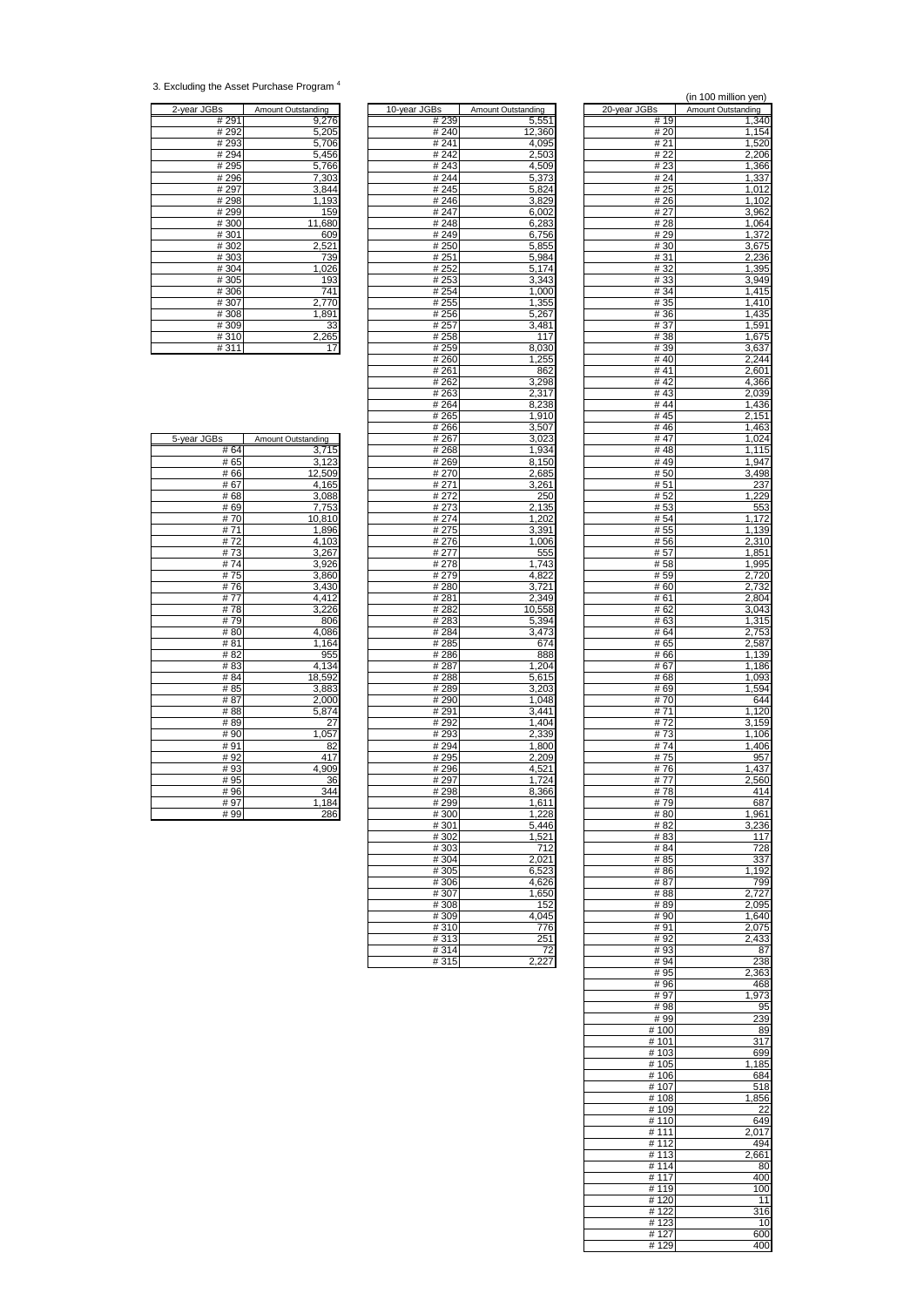3. Excluding the Asset Purchase Program [4]

(in 100 million yen)

| 2-year JGBs | Amount Outstanding |
|---|---|
| # 291 | 9,276 |
| # 292 | 5,205 |
| # 293 | 5,706 |
| # 294 | 5,456 |
| # 295 | 5,766 |
| # 296 | 7,303 |
| # 297 | 3,844 |
| # 298 | 1,193 |
| # 299 | 159 |
| # 300 | 11,680 |
| # 301 | 609 |
| # 302 | 2,521 |
| # 303 | 739 |
| # 304 | 1,026 |
| # 305 | 193 |
| # 306 | 741 |
| # 307 | 2,770 |
| # 308 | 1,891 |
| # 309 | 33 |
| # 310 | 2,265 |
| # 311 | 17 |

| 5-year JGBs | Amount Outstanding |
|---|---|
| # 64 | 3,715 |
| # 65 | 3,123 |
| # 66 | 12,509 |
| # 67 | 4,165 |
| # 68 | 3,088 |
| # 69 | 7,753 |
| # 70 | 10,810 |
| # 71 | 1,896 |
| # 72 | 4,103 |
| # 73 | 3,267 |
| # 74 | 3,926 |
| # 75 | 3,860 |
| # 76 | 3,430 |
| # 77 | 4,412 |
| # 78 | 3,226 |
| # 79 | 806 |
| # 80 | 4,086 |
| # 81 | 1,164 |
| # 82 | 955 |
| # 83 | 4,134 |
| # 84 | 18,592 |
| # 85 | 3,883 |
| # 87 | 2,000 |
| # 88 | 5,874 |
| # 89 | 27 |
| # 90 | 1,057 |
| # 91 | 82 |
| # 92 | 417 |
| # 93 | 4,909 |
| # 95 | 36 |
| # 96 | 344 |
| # 97 | 1,184 |
| # 99 | 286 |

| 10-year JGBs | Amount Outstanding |
|---|---|
| # 239 | 5,551 |
| # 240 | 12,360 |
| # 241 | 4,095 |
| # 242 | 2,503 |
| # 243 | 4,509 |
| # 244 | 5,373 |
| # 245 | 5,824 |
| # 246 | 3,829 |
| # 247 | 6,002 |
| # 248 | 6,283 |
| # 249 | 6,756 |
| # 250 | 5,855 |
| # 251 | 5,984 |
| # 252 | 5,174 |
| # 253 | 3,343 |
| # 254 | 1,000 |
| # 255 | 1,355 |
| # 256 | 5,267 |
| # 257 | 3,481 |
| # 258 | 117 |
| # 259 | 8,030 |
| # 260 | 1,255 |
| # 261 | 862 |
| # 262 | 3,298 |
| # 263 | 2,317 |
| # 264 | 8,238 |
| # 265 | 1,910 |
| # 266 | 3,507 |
| # 267 | 3,023 |
| # 268 | 1,934 |
| # 269 | 8,150 |
| # 270 | 2,685 |
| # 271 | 3,261 |
| # 272 | 250 |
| # 273 | 2,135 |
| # 274 | 1,202 |
| # 275 | 3,391 |
| # 276 | 1,006 |
| # 277 | 555 |
| # 278 | 1,743 |
| # 279 | 4,822 |
| # 280 | 3,721 |
| # 281 | 2,349 |
| # 282 | 10,558 |
| # 283 | 5,394 |
| # 284 | 3,473 |
| # 285 | 674 |
| # 286 | 888 |
| # 287 | 1,204 |
| # 288 | 5,615 |
| # 289 | 3,203 |
| # 290 | 1,048 |
| # 291 | 3,441 |
| # 292 | 1,404 |
| # 293 | 2,339 |
| # 294 | 1,800 |
| # 295 | 2,209 |
| # 296 | 4,521 |
| # 297 | 1,724 |
| # 298 | 8,366 |
| # 299 | 1,611 |
| # 300 | 1,228 |
| # 301 | 5,446 |
| # 302 | 1,521 |
| # 303 | 712 |
| # 304 | 2,021 |
| # 305 | 6,523 |
| # 306 | 4,626 |
| # 307 | 1,650 |
| # 308 | 152 |
| # 309 | 4,045 |
| # 310 | 776 |
| # 313 | 251 |
| # 314 | 72 |
| # 315 | 2,227 |

| 20-year JGBs | Amount Outstanding |
|---|---|
| # 19 | 1,340 |
| # 20 | 1,154 |
| # 21 | 1,520 |
| # 22 | 2,206 |
| # 23 | 1,366 |
| # 24 | 1,337 |
| # 25 | 1,012 |
| # 26 | 1,102 |
| # 27 | 3,962 |
| # 28 | 1,064 |
| # 29 | 1,372 |
| # 30 | 3,675 |
| # 31 | 2,236 |
| # 32 | 1,395 |
| # 33 | 3,949 |
| # 34 | 1,415 |
| # 35 | 1,410 |
| # 36 | 1,435 |
| # 37 | 1,591 |
| # 38 | 1,675 |
| # 39 | 3,637 |
| # 40 | 2,244 |
| # 41 | 2,601 |
| # 42 | 4,366 |
| # 43 | 2,039 |
| # 44 | 1,436 |
| # 45 | 2,151 |
| # 46 | 1,463 |
| # 47 | 1,024 |
| # 48 | 1,115 |
| # 49 | 1,947 |
| # 50 | 3,498 |
| # 51 | 237 |
| # 52 | 1,229 |
| # 53 | 553 |
| # 54 | 1,172 |
| # 55 | 1,139 |
| # 56 | 2,310 |
| # 57 | 1,851 |
| # 58 | 1,995 |
| # 59 | 2,720 |
| # 60 | 2,732 |
| # 61 | 2,804 |
| # 62 | 3,043 |
| # 63 | 1,315 |
| # 64 | 2,753 |
| # 65 | 2,587 |
| # 66 | 1,139 |
| # 67 | 1,186 |
| # 68 | 1,093 |
| # 69 | 1,594 |
| # 70 | 644 |
| # 71 | 1,120 |
| # 72 | 3,159 |
| # 73 | 1,106 |
| # 74 | 1,406 |
| # 75 | 957 |
| # 76 | 1,437 |
| # 77 | 2,560 |
| # 78 | 414 |
| # 79 | 687 |
| # 80 | 1,961 |
| # 82 | 3,236 |
| # 83 | 117 |
| # 84 | 728 |
| # 85 | 337 |
| # 86 | 1,192 |
| # 87 | 799 |
| # 88 | 2,727 |
| # 89 | 2,095 |
| # 90 | 1,640 |
| # 91 | 2,075 |
| # 92 | 2,433 |
| # 93 | 87 |
| # 94 | 238 |
| # 95 | 2,363 |
| # 96 | 468 |
| # 97 | 1,973 |
| # 98 | 95 |
| # 99 | 239 |
| # 100 | 89 |
| # 101 | 317 |
| # 103 | 699 |
| # 105 | 1,185 |
| # 106 | 684 |
| # 107 | 518 |
| # 108 | 1,856 |
| # 109 | 22 |
| # 110 | 649 |
| # 111 | 2,017 |
| # 112 | 494 |
| # 113 | 2,661 |
| # 114 | 80 |
| # 117 | 400 |
| # 119 | 100 |
| # 120 | 11 |
| # 122 | 316 |
| # 123 | 10 |
| # 127 | 600 |
| # 129 | 400 |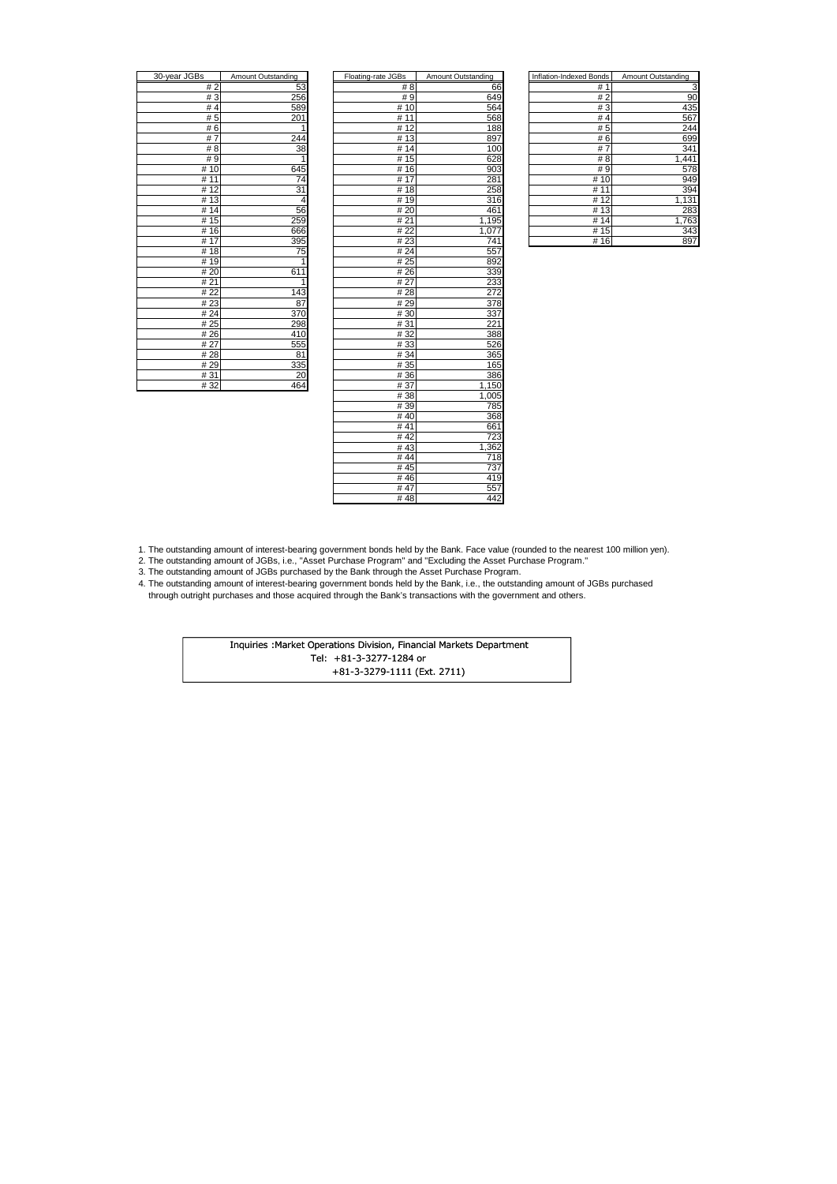| 30-year JGBs | Amount Outstanding |
|---|---|
| # 2 | 53 |
| # 3 | 256 |
| # 4 | 589 |
| # 5 | 201 |
| # 6 | 1 |
| # 7 | 244 |
| # 8 | 38 |
| # 9 | 1 |
| # 10 | 645 |
| # 11 | 74 |
| # 12 | 31 |
| # 13 | 4 |
| # 14 | 56 |
| # 15 | 259 |
| # 16 | 666 |
| # 17 | 395 |
| # 18 | 75 |
| # 19 | 1 |
| # 20 | 611 |
| # 21 | 1 |
| # 22 | 143 |
| # 23 | 87 |
| # 24 | 370 |
| # 25 | 298 |
| # 26 | 410 |
| # 27 | 555 |
| # 28 | 81 |
| # 29 | 335 |
| # 31 | 20 |
| # 32 | 464 |

| Floating-rate JGBs | Amount Outstanding |
|---|---|
| # 8 | 66 |
| # 9 | 649 |
| # 10 | 564 |
| # 11 | 568 |
| # 12 | 188 |
| # 13 | 897 |
| # 14 | 100 |
| # 15 | 628 |
| # 16 | 903 |
| # 17 | 281 |
| # 18 | 258 |
| # 19 | 316 |
| # 20 | 461 |
| # 21 | 1,195 |
| # 22 | 1,077 |
| # 23 | 741 |
| # 24 | 557 |
| # 25 | 892 |
| # 26 | 339 |
| # 27 | 233 |
| # 28 | 272 |
| # 29 | 378 |
| # 30 | 337 |
| # 31 | 221 |
| # 32 | 388 |
| # 33 | 526 |
| # 34 | 365 |
| # 35 | 165 |
| # 36 | 386 |
| # 37 | 1,150 |
| # 38 | 1,005 |
| # 39 | 785 |
| # 40 | 368 |
| # 41 | 661 |
| # 42 | 723 |
| # 43 | 1,362 |
| # 44 | 718 |
| # 45 | 737 |
| # 46 | 419 |
| # 47 | 557 |
| # 48 | 442 |

| Inflation-Indexed Bonds | Amount Outstanding |
|---|---|
| # 1 | 3 |
| # 2 | 90 |
| # 3 | 435 |
| # 4 | 567 |
| # 5 | 244 |
| # 6 | 699 |
| # 7 | 341 |
| # 8 | 1,441 |
| # 9 | 578 |
| # 10 | 949 |
| # 11 | 394 |
| # 12 | 1,131 |
| # 13 | 283 |
| # 14 | 1,763 |
| # 15 | 343 |
| # 16 | 897 |

1. The outstanding amount of interest-bearing government bonds held by the Bank. Face value (rounded to the nearest 100 million yen).
2. The outstanding amount of JGBs, i.e., "Asset Purchase Program" and "Excluding the Asset Purchase Program."
3. The outstanding amount of JGBs purchased by the Bank through the Asset Purchase Program.
4. The outstanding amount of interest-bearing government bonds held by the Bank, i.e., the outstanding amount of JGBs purchased through outright purchases and those acquired through the Bank's transactions with the government and others.

Inquiries :Market Operations Division, Financial Markets Department
Tel: +81-3-3277-1284 or
+81-3-3279-1111 (Ext. 2711)